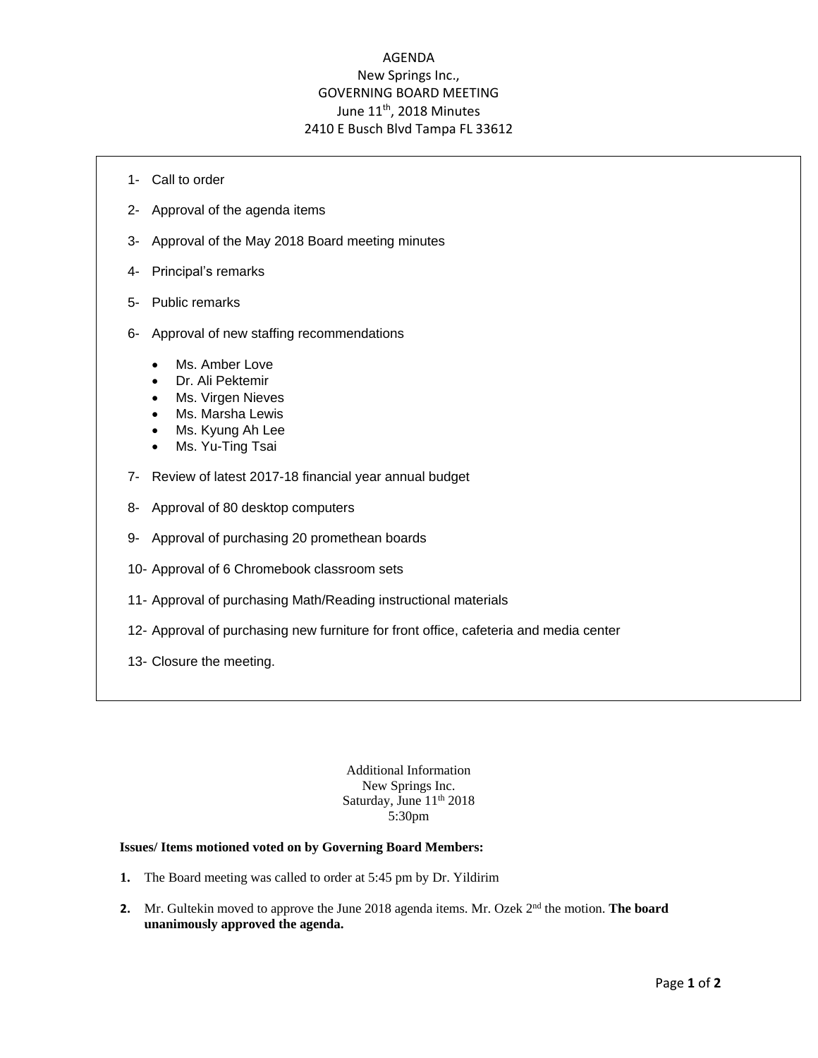# AGENDA

New Springs Inc.,
GOVERNING BOARD MEETING
June 11th, 2018 Minutes
2410 E Busch Blvd Tampa FL 33612

1- Call to order

2- Approval of the agenda items

3- Approval of the May 2018 Board meeting minutes

4- Principal's remarks

5- Public remarks

6- Approval of new staffing recommendations

- Ms. Amber Love
- Dr. Ali Pektemir
- Ms. Virgen Nieves
- Ms. Marsha Lewis
- Ms. Kyung Ah Lee
- Ms. Yu-Ting Tsai

7- Review of latest 2017-18 financial year annual budget

8- Approval of 80 desktop computers

9- Approval of purchasing 20 promethean boards

10- Approval of 6 Chromebook classroom sets

11- Approval of purchasing Math/Reading instructional materials

12- Approval of purchasing new furniture for front office, cafeteria and media center

13- Closure the meeting.

Additional Information
New Springs Inc.
Saturday, June 11th 2018
5:30pm

**Issues/ Items motioned voted on by Governing Board Members:**

**1.** The Board meeting was called to order at 5:45 pm by Dr. Yildirim

**2.** Mr. Gultekin moved to approve the June 2018 agenda items. Mr. Ozek 2nd the motion. **The board unanimously approved the agenda.**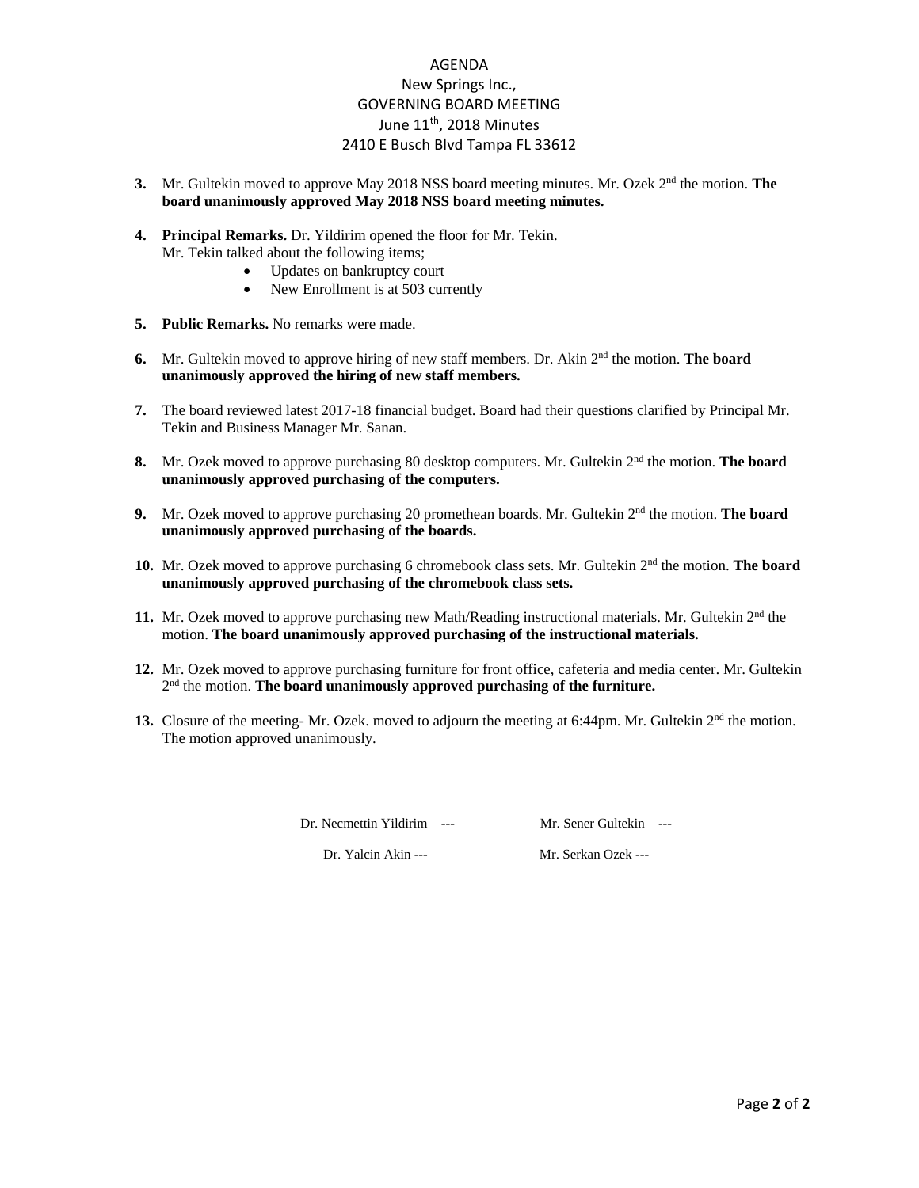AGENDA
New Springs Inc.,
GOVERNING BOARD MEETING
June 11th, 2018 Minutes
2410 E Busch Blvd Tampa FL 33612

3. Mr. Gultekin moved to approve May 2018 NSS board meeting minutes. Mr. Ozek 2nd the motion. **The board unanimously approved May 2018 NSS board meeting minutes.**

4. **Principal Remarks.** Dr. Yildirim opened the floor for Mr. Tekin.
   Mr. Tekin talked about the following items;
   - Updates on bankruptcy court
   - New Enrollment is at 503 currently

5. **Public Remarks.** No remarks were made.

6. Mr. Gultekin moved to approve hiring of new staff members. Dr. Akin 2nd the motion. **The board unanimously approved the hiring of new staff members.**

7. The board reviewed latest 2017-18 financial budget. Board had their questions clarified by Principal Mr. Tekin and Business Manager Mr. Sanan.

8. Mr. Ozek moved to approve purchasing 80 desktop computers. Mr. Gultekin 2nd the motion. **The board unanimously approved purchasing of the computers.**

9. Mr. Ozek moved to approve purchasing 20 promethean boards. Mr. Gultekin 2nd the motion. **The board unanimously approved purchasing of the boards.**

10. Mr. Ozek moved to approve purchasing 6 chromebook class sets. Mr. Gultekin 2nd the motion. **The board unanimously approved purchasing of the chromebook class sets.**

11. Mr. Ozek moved to approve purchasing new Math/Reading instructional materials. Mr. Gultekin 2nd the motion. **The board unanimously approved purchasing of the instructional materials.**

12. Mr. Ozek moved to approve purchasing furniture for front office, cafeteria and media center. Mr. Gultekin 2nd the motion. **The board unanimously approved purchasing of the furniture.**

13. Closure of the meeting- Mr. Ozek. moved to adjourn the meeting at 6:44pm. Mr. Gultekin 2nd the motion. The motion approved unanimously.

Dr. Necmettin Yildirim --- Mr. Sener Gultekin ---

Dr. Yalcin Akin --- Mr. Serkan Ozek ---